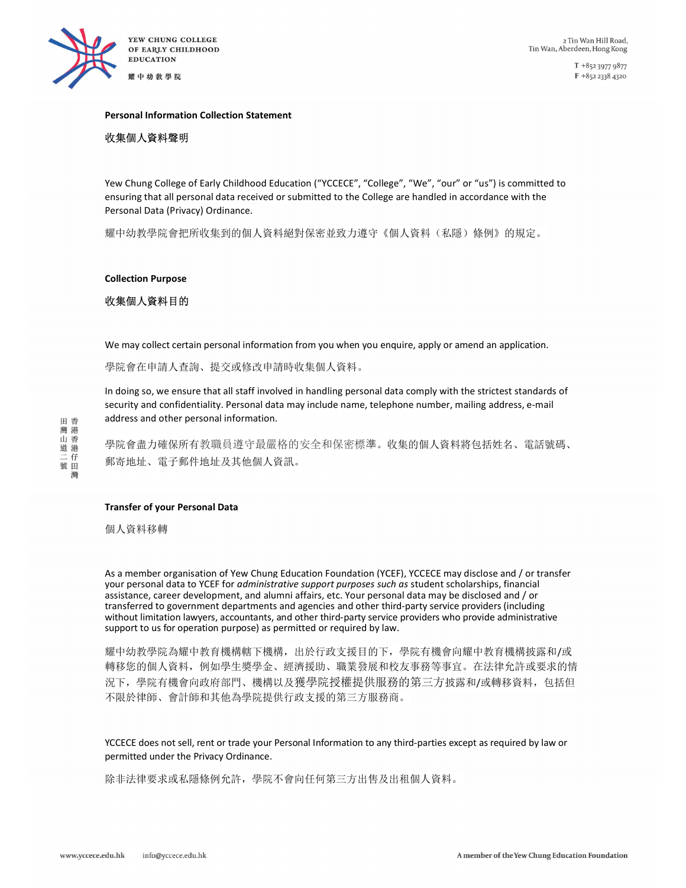**Personal Information Collection Statement**

**收集個人資料聲明**

Yew Chung College of Early Childhood Education ("YCCECE", "College", "We", "our" or "us") is committed to ensuring that all personal data received or submitted to the College are handled in accordance with the Personal Data (Privacy) Ordinance.

耀中幼教學院會把所收集到的個人資料絕對保密並致力遵守《個人資料（私隱）條例》的規定。

**Collection Purpose**

**收集個人資料目的**

We may collect certain personal information from you when you enquire, apply or amend an application.

學院會在申請人查詢、提交或修改申請時收集個人資料。

In doing so, we ensure that all staff involved in handling personal data comply with the strictest standards of security and confidentiality. Personal data may include name, telephone number, mailing address, e-mail address and other personal information.

學院會盡力確保所有教職員遵守最嚴格的安全和保密標準。收集的個人資料將包括姓名、電話號碼、郵寄地址、電子郵件地址及其他個人資訊。

**Transfer of your Personal Data**

個人資料移轉

As a member organisation of Yew Chung Education Foundation (YCEF), YCCECE may disclose and / or transfer your personal data to YCEF for *administrative support purposes such as* student scholarships, financial assistance, career development, and alumni affairs, etc. Your personal data may be disclosed and / or transferred to government departments and agencies and other third-party service providers (including without limitation lawyers, accountants, and other third-party service providers who provide administrative support to us for operation purpose) as permitted or required by law.

耀中幼教學院為耀中教育機構轄下機構，出於行政支援目的下，學院有機會向耀中教育機構披露和/或轉移您的個人資料，例如學生獎學金、經濟援助、職業發展和校友事務等事宜。在法律允許或要求的情況下，學院有機會向政府部門、機構以及獲學院授權提供服務的第三方披露和/或轉移資料，包括但不限於律師、會計師和其他為學院提供行政支援的第三方服務商。

YCCECE does not sell, rent or trade your Personal Information to any third-parties except as required by law or permitted under the Privacy Ordinance.

除非法律要求或私隱條例允許，學院不會向任何第三方出售及出租個人資料。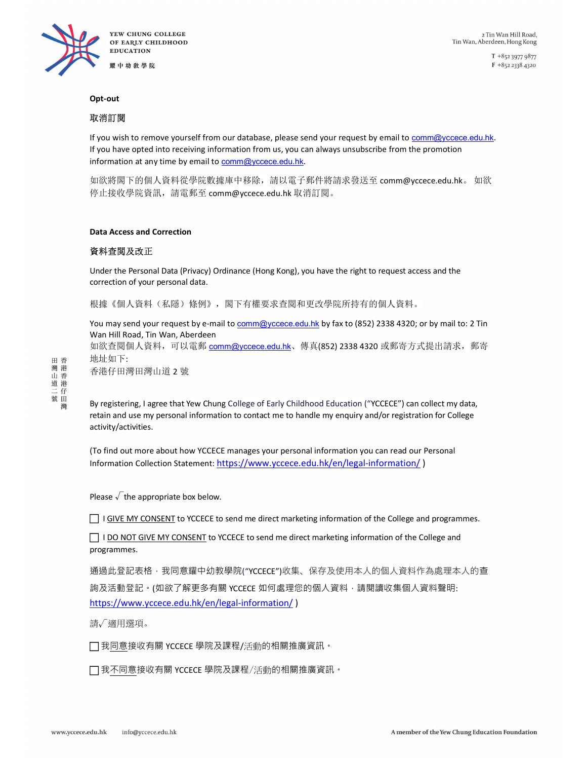**Opt-out**

取消訂閱

If you wish to remove yourself from our database, please send your request by email to comm@yccece.edu.hk. If you have opted into receiving information from us, you can always unsubscribe from the promotion information at any time by email to comm@yccece.edu.hk.

如欲將閣下的個人資料從學院數據庫中移除，請以電子郵件將請求發送至 comm@yccece.edu.hk。 如欲停止接收學院資訊，請電郵至 comm@yccece.edu.hk 取消訂閱。

**Data Access and Correction**

資料查閱及改正

Under the Personal Data (Privacy) Ordinance (Hong Kong), you have the right to request access and the correction of your personal data.

根據《個人資料（私隱）條例》，閣下有權要求查閱和更改學院所持有的個人資料。

You may send your request by e-mail to comm@yccece.edu.hk by fax to (852) 2338 4320; or by mail to: 2 Tin Wan Hill Road, Tin Wan, Aberdeen

如欲查閱個人資料，可以電郵 comm@yccece.edu.hk、傳真(852) 2338 4320 或郵寄方式提出請求，郵寄地址如下:

香港仔田灣田灣山道 2 號

By registering, I agree that Yew Chung College of Early Childhood Education ("YCCECE") can collect my data, retain and use my personal information to contact me to handle my enquiry and/or registration for College activity/activities.

(To find out more about how YCCECE manages your personal information you can read our Personal Information Collection Statement: https://www.yccece.edu.hk/en/legal-information/ )

Please √ the appropriate box below.

☐ I GIVE MY CONSENT to YCCECE to send me direct marketing information of the College and programmes.

☐ I DO NOT GIVE MY CONSENT to YCCECE to send me direct marketing information of the College and programmes.

通過此登記表格，我同意耀中幼教學院("YCCECE")收集、保存及使用本人的個人資料作為處理本人的查詢及活動登記。(如欲了解更多有關 YCCECE 如何處理您的個人資料，請閱讀收集個人資料聲明: https://www.yccece.edu.hk/en/legal-information/ )

請√適用選項。

☐ 我同意接收有關 YCCECE 學院及課程/活動的相關推廣資訊。

☐ 我不同意接收有關 YCCECE 學院及課程/活動的相關推廣資訊。